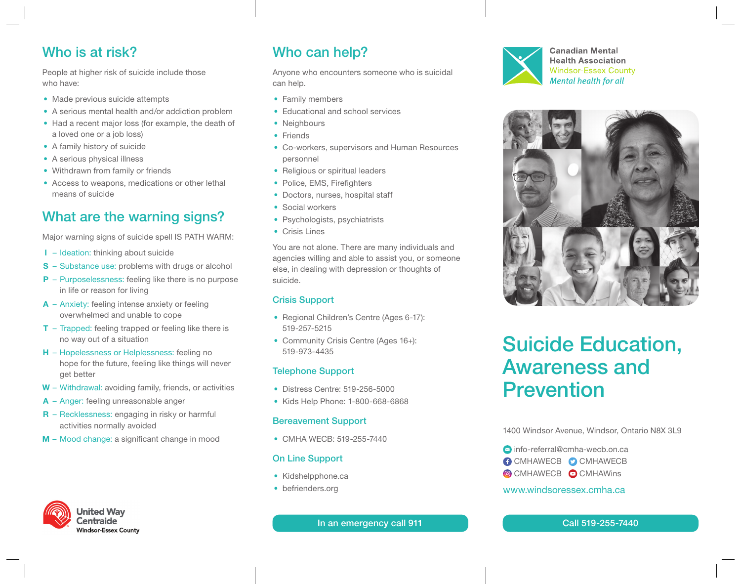## Who is at risk?

People at higher risk of suicide include those who have:

- Made previous suicide attempts
- A serious mental health and/or addiction problem
- Had a recent major loss (for example, the death of a loved one or a job loss)
- A family history of suicide
- A serious physical illness
- Withdrawn from family or friends
- Access to weapons, medications or other lethal means of suicide

## What are the warning signs?

Major warning signs of suicide spell IS PATH WARM:

- **I** – Ideation: thinking about suicide
- **S** – Substance use: problems with drugs or alcohol
- **P** – Purposelessness: feeling like there is no purpose in life or reason for living
- **A** – Anxiety: feeling intense anxiety or feeling overwhelmed and unable to cope
- **T** – Trapped: feeling trapped or feeling like there is no way out of a situation
- **H** – Hopelessness or Helplessness: feeling no hope for the future, feeling like things will never get better
- **W** – Withdrawal: avoiding family, friends, or activities
- **A** – Anger: feeling unreasonable anger
- **R** – Recklessness: engaging in risky or harmful activities normally avoided
- **M** – Mood change: a significant change in mood

United Way Centraide Windsor-Essex County

## Who can help?

Anyone who encounters someone who is suicidal can help.

- Family members
- Educational and school services
- Neighbours
- Friends
- Co-workers, supervisors and Human Resources personnel
- Religious or spiritual leaders
- Police, EMS, Firefighters
- Doctors, nurses, hospital staff
- Social workers
- Psychologists, psychiatrists
- Crisis Lines

You are not alone. There are many individuals and agencies willing and able to assist you, or someone else, in dealing with depression or thoughts of suicide.

### Crisis Support

- Regional Children's Centre (Ages 6-17): 519-257-5215
- Community Crisis Centre (Ages 16+): 519-973-4435

### Telephone Support

- Distress Centre: 519-256-5000
- Kids Help Phone: 1-800-668-6868

### Bereavement Support

- CMHA WECB: 519-255-7440

### On Line Support

- Kidshelpphone.ca
- befrienders.org

**In an emergency call 911**

Canadian Mental Health Association
Windsor-Essex County
*Mental health for all*

# Suicide Education, Awareness and Prevention

1400 Windsor Avenue, Windsor, Ontario N8X 3L9

info-referral@cmha-wecb.on.ca
CMHAWECB CMHAWECB
CMHAWECB CMHAWins

www.windsoressex.cmha.ca

**Call 519-255-7440**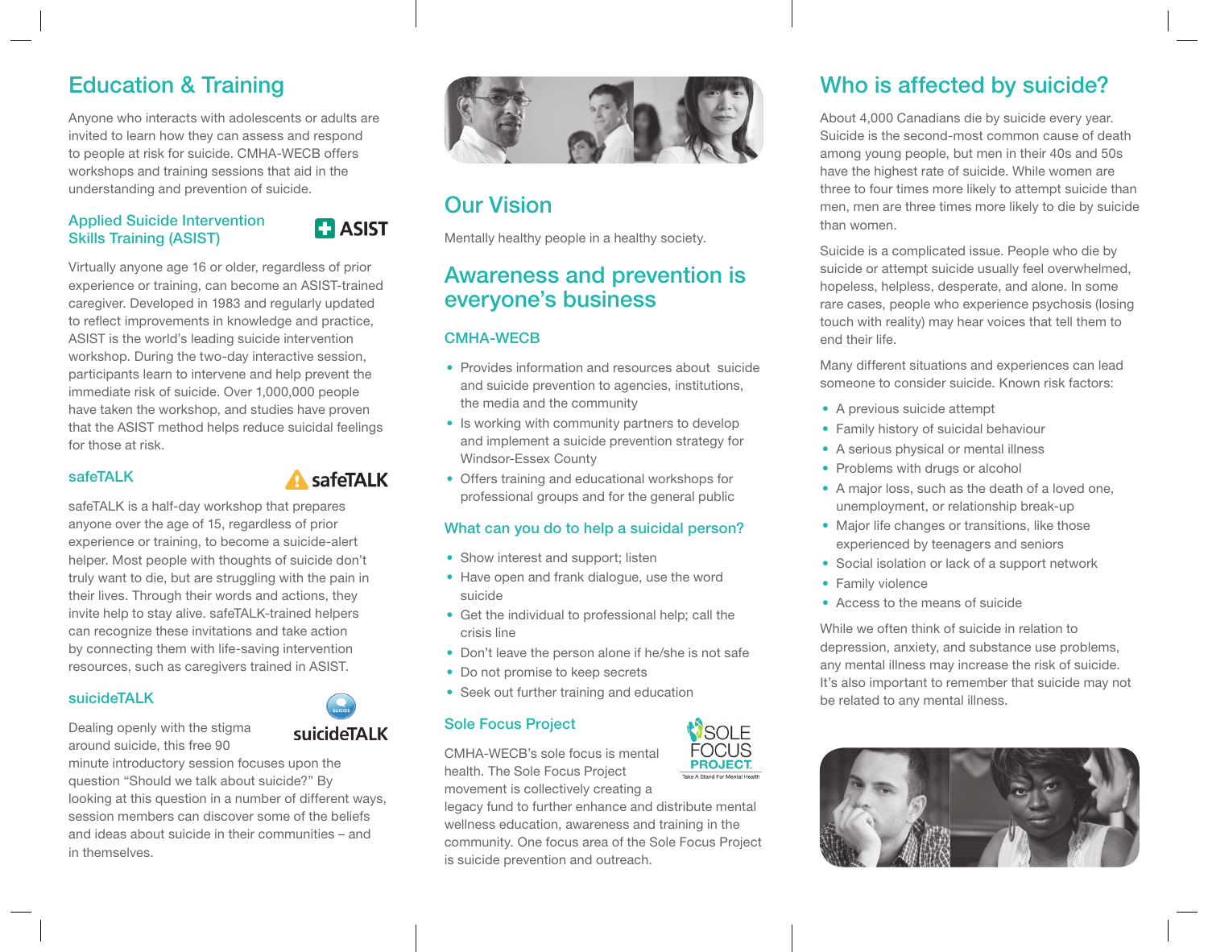## Education & Training

Anyone who interacts with adolescents or adults are invited to learn how they can assess and respond to people at risk for suicide. CMHA-WECB offers workshops and training sessions that aid in the understanding and prevention of suicide.

### Applied Suicide Intervention Skills Training (ASIST)

ASIST

Virtually anyone age 16 or older, regardless of prior experience or training, can become an ASIST-trained caregiver. Developed in 1983 and regularly updated to reflect improvements in knowledge and practice, ASIST is the world's leading suicide intervention workshop. During the two-day interactive session, participants learn to intervene and help prevent the immediate risk of suicide. Over 1,000,000 people have taken the workshop, and studies have proven that the ASIST method helps reduce suicidal feelings for those at risk.

### safeTALK

safeTALK

safeTALK is a half-day workshop that prepares anyone over the age of 15, regardless of prior experience or training, to become a suicide-alert helper. Most people with thoughts of suicide don't truly want to die, but are struggling with the pain in their lives. Through their words and actions, they invite help to stay alive. safeTALK-trained helpers can recognize these invitations and take action by connecting them with life-saving intervention resources, such as caregivers trained in ASIST.

### suicideTALK

suicideTALK

Dealing openly with the stigma around suicide, this free 90 minute introductory session focuses upon the question "Should we talk about suicide?" By looking at this question in a number of different ways, session members can discover some of the beliefs and ideas about suicide in their communities – and in themselves.

## Our Vision

Mentally healthy people in a healthy society.

## Awareness and prevention is everyone's business

### CMHA-WECB

- Provides information and resources about suicide and suicide prevention to agencies, institutions, the media and the community
- Is working with community partners to develop and implement a suicide prevention strategy for Windsor-Essex County
- Offers training and educational workshops for professional groups and for the general public

### What can you do to help a suicidal person?

- Show interest and support; listen
- Have open and frank dialogue, use the word suicide
- Get the individual to professional help; call the crisis line
- Don't leave the person alone if he/she is not safe
- Do not promise to keep secrets
- Seek out further training and education

### Sole Focus Project

SOLE FOCUS PROJECT. Take A Stand For Mental Health

CMHA-WECB's sole focus is mental health. The Sole Focus Project movement is collectively creating a legacy fund to further enhance and distribute mental wellness education, awareness and training in the community. One focus area of the Sole Focus Project is suicide prevention and outreach.

## Who is affected by suicide?

About 4,000 Canadians die by suicide every year. Suicide is the second-most common cause of death among young people, but men in their 40s and 50s have the highest rate of suicide. While women are three to four times more likely to attempt suicide than men, men are three times more likely to die by suicide than women.

Suicide is a complicated issue. People who die by suicide or attempt suicide usually feel overwhelmed, hopeless, helpless, desperate, and alone. In some rare cases, people who experience psychosis (losing touch with reality) may hear voices that tell them to end their life.

Many different situations and experiences can lead someone to consider suicide. Known risk factors:

- A previous suicide attempt
- Family history of suicidal behaviour
- A serious physical or mental illness
- Problems with drugs or alcohol
- A major loss, such as the death of a loved one, unemployment, or relationship break-up
- Major life changes or transitions, like those experienced by teenagers and seniors
- Social isolation or lack of a support network
- Family violence
- Access to the means of suicide

While we often think of suicide in relation to depression, anxiety, and substance use problems, any mental illness may increase the risk of suicide. It's also important to remember that suicide may not be related to any mental illness.